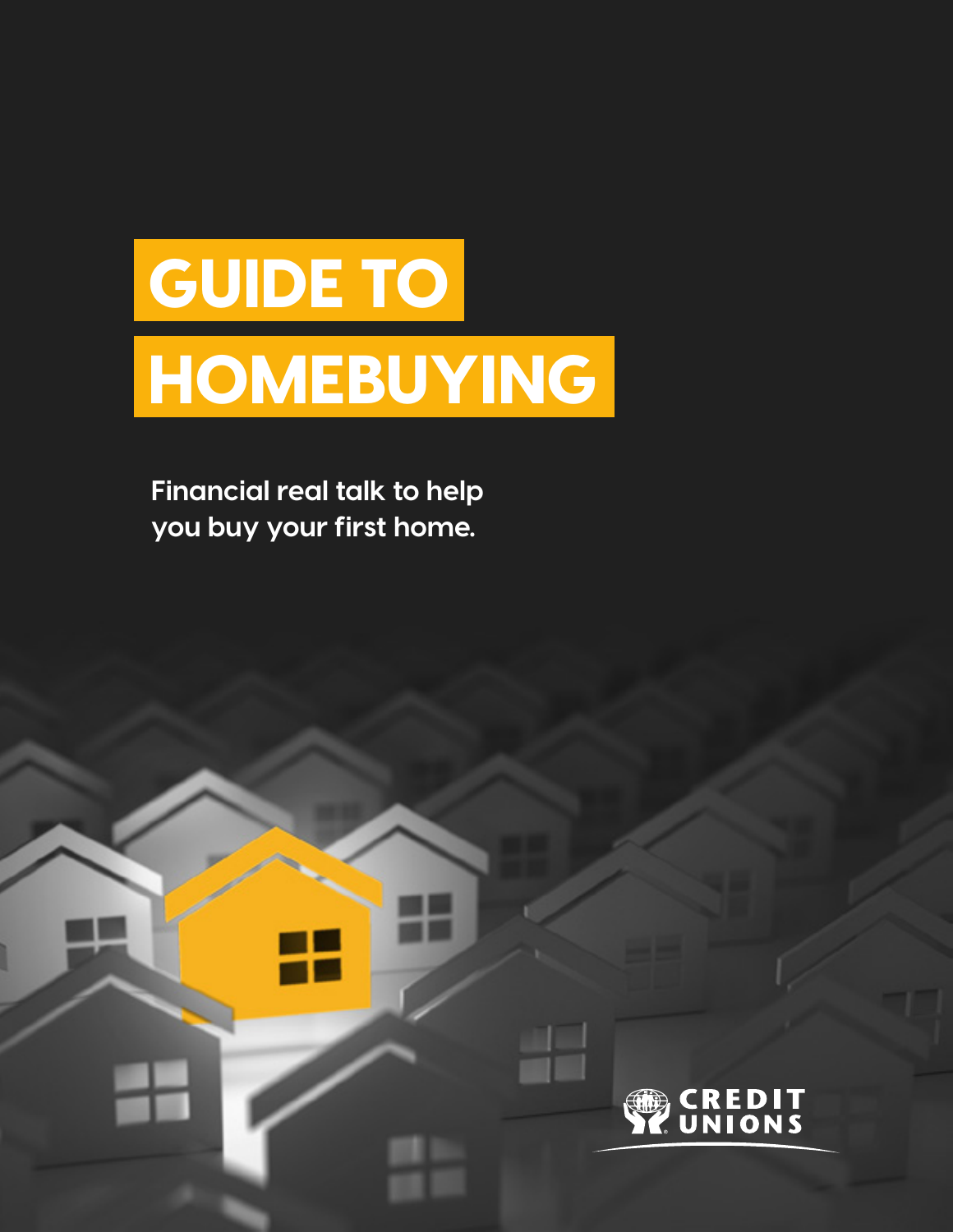# GUIDE TO HOMEBUYING

**Financial real talk to help you buy your first home.**

CREDIT UNIONS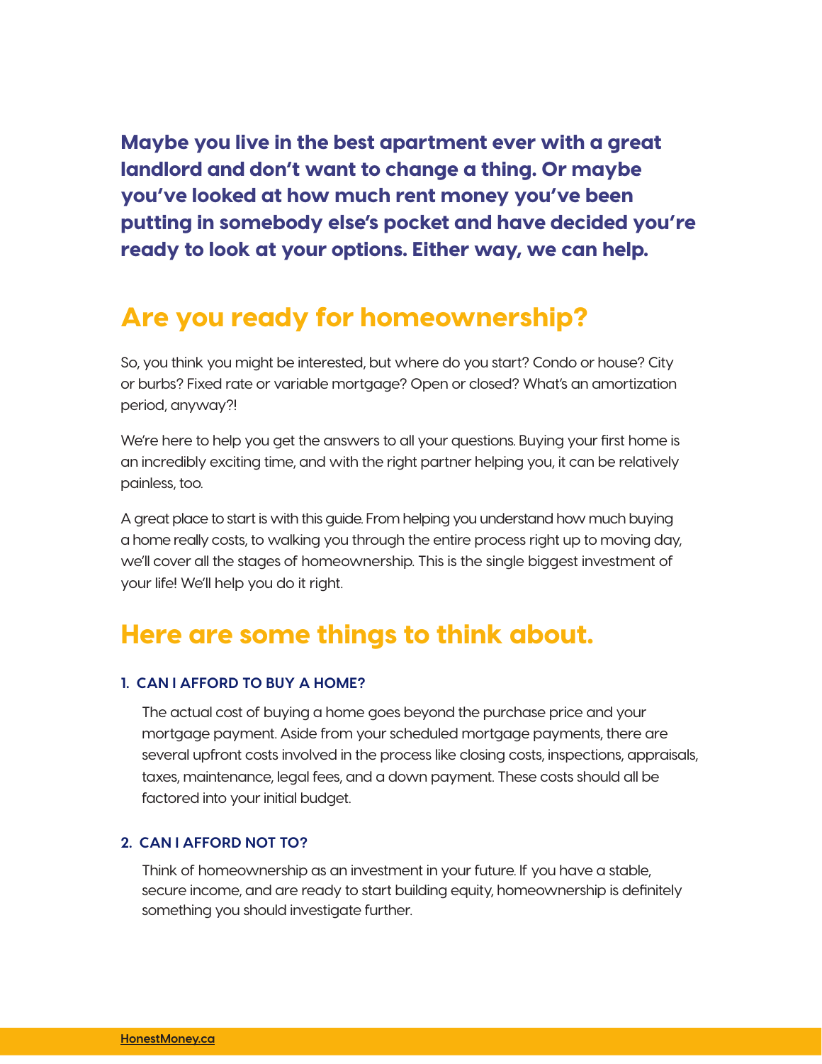**Maybe you live in the best apartment ever with a great landlord and don't want to change a thing. Or maybe you've looked at how much rent money you've been putting in somebody else's pocket and have decided you're ready to look at your options. Either way, we can help.**

## Are you ready for homeownership?

So, you think you might be interested, but where do you start? Condo or house? City or burbs? Fixed rate or variable mortgage? Open or closed? What's an amortization period, anyway?!

We're here to help you get the answers to all your questions. Buying your first home is an incredibly exciting time, and with the right partner helping you, it can be relatively painless, too.

A great place to start is with this guide. From helping you understand how much buying a home really costs, to walking you through the entire process right up to moving day, we'll cover all the stages of homeownership. This is the single biggest investment of your life! We'll help you do it right.

## Here are some things to think about.

### 1. CAN I AFFORD TO BUY A HOME?

The actual cost of buying a home goes beyond the purchase price and your mortgage payment. Aside from your scheduled mortgage payments, there are several upfront costs involved in the process like closing costs, inspections, appraisals, taxes, maintenance, legal fees, and a down payment. These costs should all be factored into your initial budget.

### 2. CAN I AFFORD NOT TO?

Think of homeownership as an investment in your future. If you have a stable, secure income, and are ready to start building equity, homeownership is definitely something you should investigate further.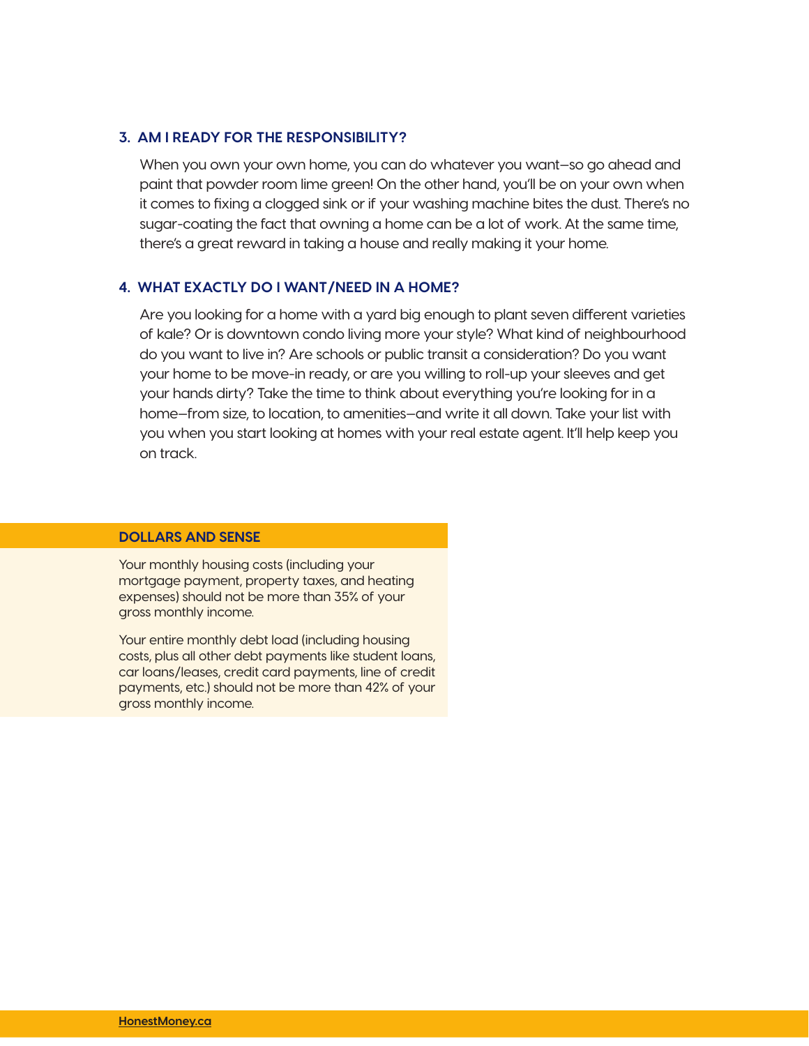### 3. AM I READY FOR THE RESPONSIBILITY?

When you own your own home, you can do whatever you want—so go ahead and paint that powder room lime green! On the other hand, you'll be on your own when it comes to fixing a clogged sink or if your washing machine bites the dust. There's no sugar-coating the fact that owning a home can be a lot of work. At the same time, there's a great reward in taking a house and really making it your home.

### 4. WHAT EXACTLY DO I WANT/NEED IN A HOME?

Are you looking for a home with a yard big enough to plant seven different varieties of kale? Or is downtown condo living more your style? What kind of neighbourhood do you want to live in? Are schools or public transit a consideration? Do you want your home to be move-in ready, or are you willing to roll-up your sleeves and get your hands dirty? Take the time to think about everything you're looking for in a home—from size, to location, to amenities—and write it all down. Take your list with you when you start looking at homes with your real estate agent. It'll help keep you on track.

#### DOLLARS AND SENSE

Your monthly housing costs (including your mortgage payment, property taxes, and heating expenses) should not be more than 35% of your gross monthly income.

Your entire monthly debt load (including housing costs, plus all other debt payments like student loans, car loans/leases, credit card payments, line of credit payments, etc.) should not be more than 42% of your gross monthly income.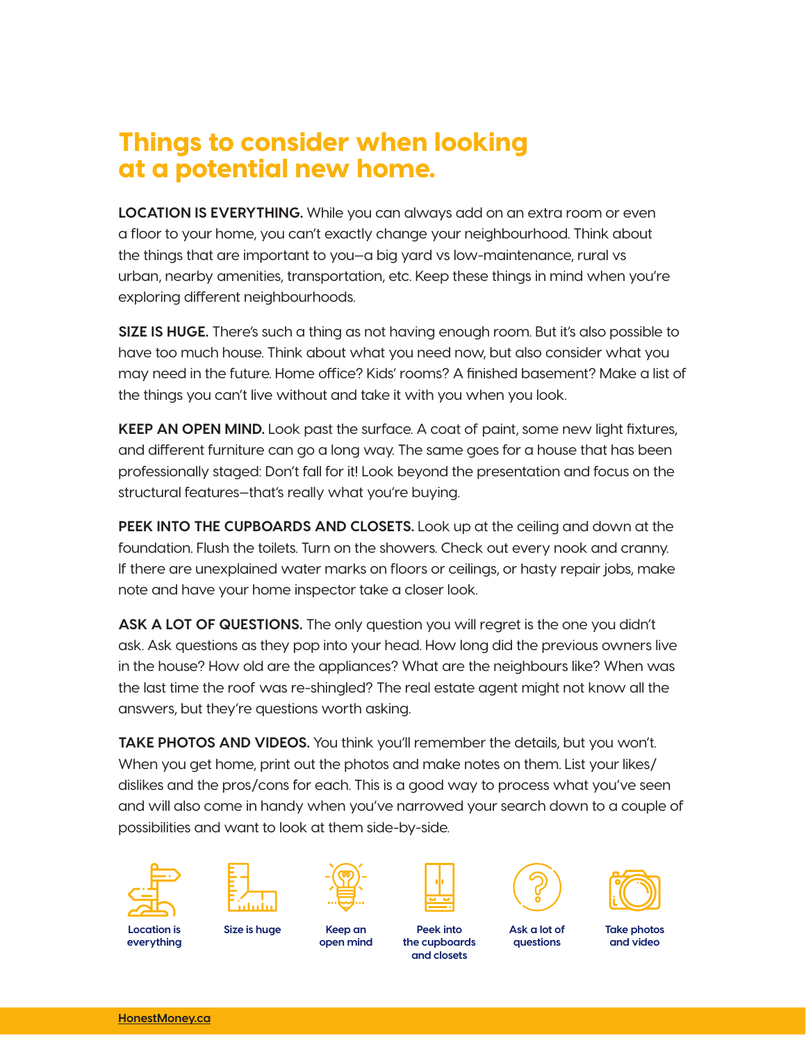# Things to consider when looking at a potential new home.

**LOCATION IS EVERYTHING.** While you can always add on an extra room or even a floor to your home, you can't exactly change your neighbourhood. Think about the things that are important to you—a big yard vs low-maintenance, rural vs urban, nearby amenities, transportation, etc. Keep these things in mind when you're exploring different neighbourhoods.

**SIZE IS HUGE.** There's such a thing as not having enough room. But it's also possible to have too much house. Think about what you need now, but also consider what you may need in the future. Home office? Kids' rooms? A finished basement? Make a list of the things you can't live without and take it with you when you look.

**KEEP AN OPEN MIND.** Look past the surface. A coat of paint, some new light fixtures, and different furniture can go a long way. The same goes for a house that has been professionally staged: Don't fall for it! Look beyond the presentation and focus on the structural features—that's really what you're buying.

**PEEK INTO THE CUPBOARDS AND CLOSETS.** Look up at the ceiling and down at the foundation. Flush the toilets. Turn on the showers. Check out every nook and cranny. If there are unexplained water marks on floors or ceilings, or hasty repair jobs, make note and have your home inspector take a closer look.

**ASK A LOT OF QUESTIONS.** The only question you will regret is the one you didn't ask. Ask questions as they pop into your head. How long did the previous owners live in the house? How old are the appliances? What are the neighbours like? When was the last time the roof was re-shingled? The real estate agent might not know all the answers, but they're questions worth asking.

**TAKE PHOTOS AND VIDEOS.** You think you'll remember the details, but you won't. When you get home, print out the photos and make notes on them. List your likes/dislikes and the pros/cons for each. This is a good way to process what you've seen and will also come in handy when you've narrowed your search down to a couple of possibilities and want to look at them side-by-side.

Location is everything

Size is huge

Keep an open mind

Peek into the cupboards and closets

Ask a lot of questions

Take photos and video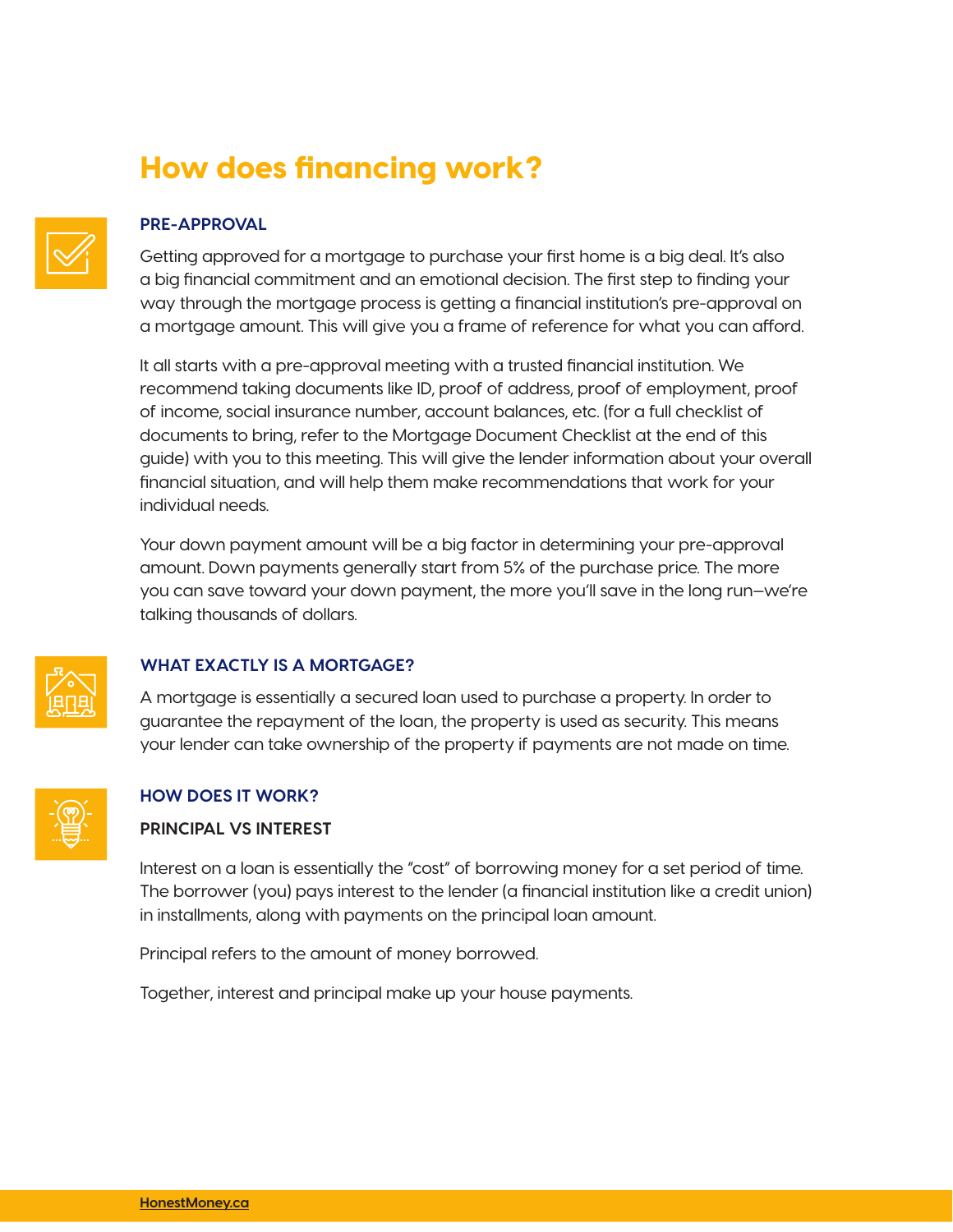# How does financing work?

### PRE-APPROVAL

Getting approved for a mortgage to purchase your first home is a big deal. It's also a big financial commitment and an emotional decision. The first step to finding your way through the mortgage process is getting a financial institution's pre-approval on a mortgage amount. This will give you a frame of reference for what you can afford.

It all starts with a pre-approval meeting with a trusted financial institution. We recommend taking documents like ID, proof of address, proof of employment, proof of income, social insurance number, account balances, etc. (for a full checklist of documents to bring, refer to the Mortgage Document Checklist at the end of this guide) with you to this meeting. This will give the lender information about your overall financial situation, and will help them make recommendations that work for your individual needs.

Your down payment amount will be a big factor in determining your pre-approval amount. Down payments generally start from 5% of the purchase price. The more you can save toward your down payment, the more you'll save in the long run—we're talking thousands of dollars.

### WHAT EXACTLY IS A MORTGAGE?

A mortgage is essentially a secured loan used to purchase a property. In order to guarantee the repayment of the loan, the property is used as security. This means your lender can take ownership of the property if payments are not made on time.

### HOW DOES IT WORK?

#### PRINCIPAL VS INTEREST

Interest on a loan is essentially the "cost" of borrowing money for a set period of time. The borrower (you) pays interest to the lender (a financial institution like a credit union) in installments, along with payments on the principal loan amount.

Principal refers to the amount of money borrowed.

Together, interest and principal make up your house payments.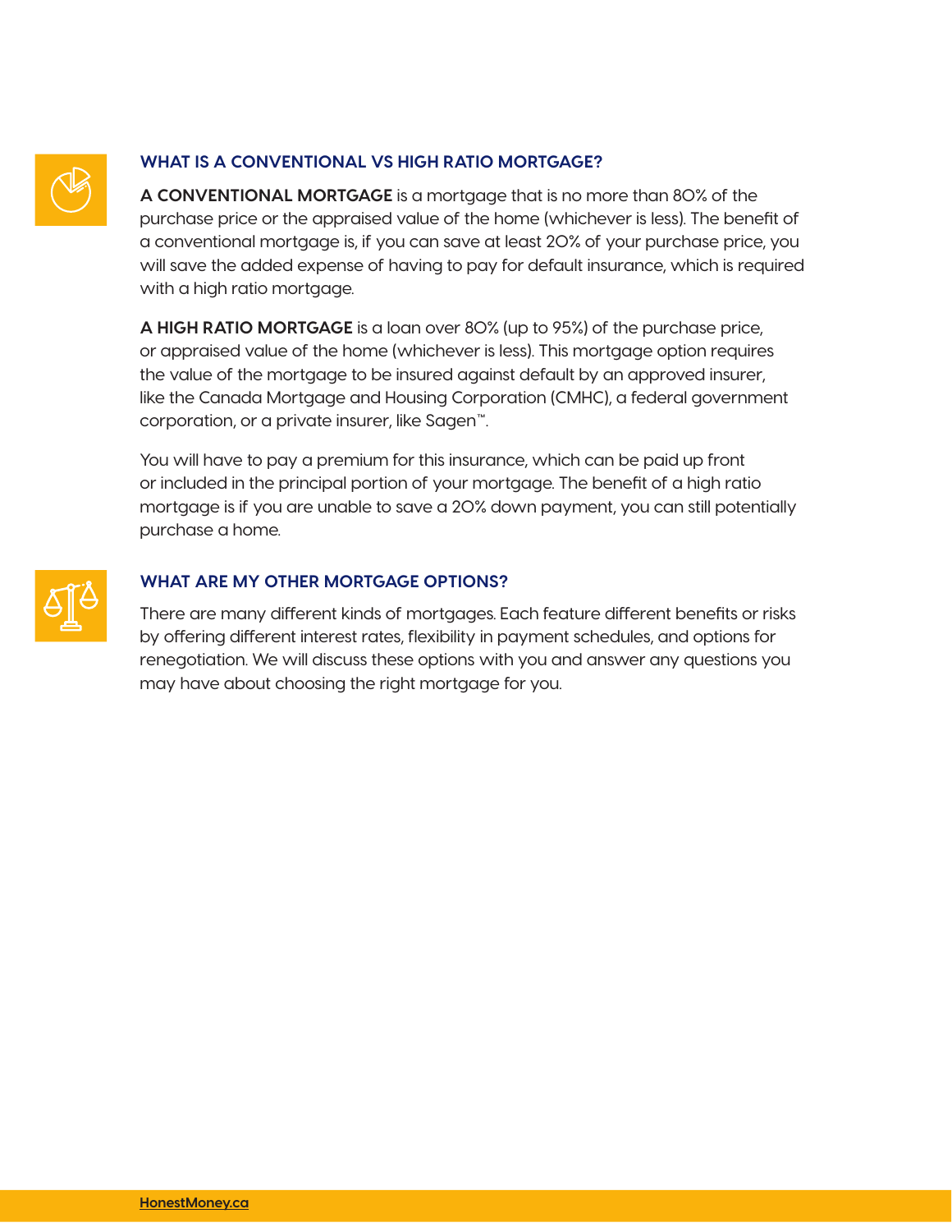## WHAT IS A CONVENTIONAL VS HIGH RATIO MORTGAGE?

**A CONVENTIONAL MORTGAGE** is a mortgage that is no more than 80% of the purchase price or the appraised value of the home (whichever is less). The benefit of a conventional mortgage is, if you can save at least 20% of your purchase price, you will save the added expense of having to pay for default insurance, which is required with a high ratio mortgage.

**A HIGH RATIO MORTGAGE** is a loan over 80% (up to 95%) of the purchase price, or appraised value of the home (whichever is less). This mortgage option requires the value of the mortgage to be insured against default by an approved insurer, like the Canada Mortgage and Housing Corporation (CMHC), a federal government corporation, or a private insurer, like Sagen™.

You will have to pay a premium for this insurance, which can be paid up front or included in the principal portion of your mortgage. The benefit of a high ratio mortgage is if you are unable to save a 20% down payment, you can still potentially purchase a home.

## WHAT ARE MY OTHER MORTGAGE OPTIONS?

There are many different kinds of mortgages. Each feature different benefits or risks by offering different interest rates, flexibility in payment schedules, and options for renegotiation. We will discuss these options with you and answer any questions you may have about choosing the right mortgage for you.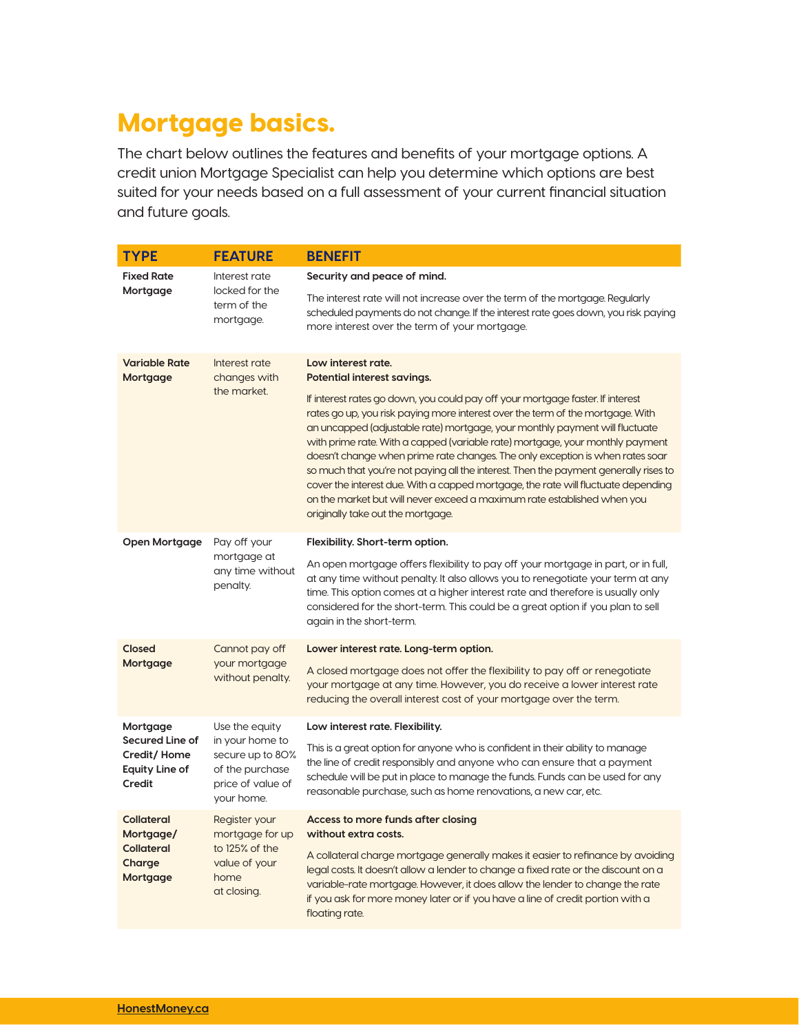# Mortgage basics.

The chart below outlines the features and benefits of your mortgage options. A credit union Mortgage Specialist can help you determine which options are best suited for your needs based on a full assessment of your current financial situation and future goals.

| TYPE | FEATURE | BENEFIT |
|---|---|---|
| **Fixed Rate Mortgage** | Interest rate locked for the term of the mortgage. | **Security and peace of mind.** The interest rate will not increase over the term of the mortgage. Regularly scheduled payments do not change. If the interest rate goes down, you risk paying more interest over the term of your mortgage. |
| **Variable Rate Mortgage** | Interest rate changes with the market. | **Low interest rate. Potential interest savings.** If interest rates go down, you could pay off your mortgage faster. If interest rates go up, you risk paying more interest over the term of the mortgage. With an uncapped (adjustable rate) mortgage, your monthly payment will fluctuate with prime rate. With a capped (variable rate) mortgage, your monthly payment doesn't change when prime rate changes. The only exception is when rates soar so much that you're not paying all the interest. Then the payment generally rises to cover the interest due. With a capped mortgage, the rate will fluctuate depending on the market but will never exceed a maximum rate established when you originally take out the mortgage. |
| **Open Mortgage** | Pay off your mortgage at any time without penalty. | **Flexibility. Short-term option.** An open mortgage offers flexibility to pay off your mortgage in part, or in full, at any time without penalty. It also allows you to renegotiate your term at any time. This option comes at a higher interest rate and therefore is usually only considered for the short-term. This could be a great option if you plan to sell again in the short-term. |
| **Closed Mortgage** | Cannot pay off your mortgage without penalty. | **Lower interest rate. Long-term option.** A closed mortgage does not offer the flexibility to pay off or renegotiate your mortgage at any time. However, you do receive a lower interest rate reducing the overall interest cost of your mortgage over the term. |
| **Mortgage Secured Line of Credit/ Home Equity Line of Credit** | Use the equity in your home to secure up to 80% of the purchase price of value of your home. | **Low interest rate. Flexibility.** This is a great option for anyone who is confident in their ability to manage the line of credit responsibly and anyone who can ensure that a payment schedule will be put in place to manage the funds. Funds can be used for any reasonable purchase, such as home renovations, a new car, etc. |
| **Collateral Mortgage/ Collateral Charge Mortgage** | Register your mortgage for up to 125% of the value of your home at closing. | **Access to more funds after closing without extra costs.** A collateral charge mortgage generally makes it easier to refinance by avoiding legal costs. It doesn't allow a lender to change a fixed rate or the discount on a variable-rate mortgage. However, it does allow the lender to change the rate if you ask for more money later or if you have a line of credit portion with a floating rate. |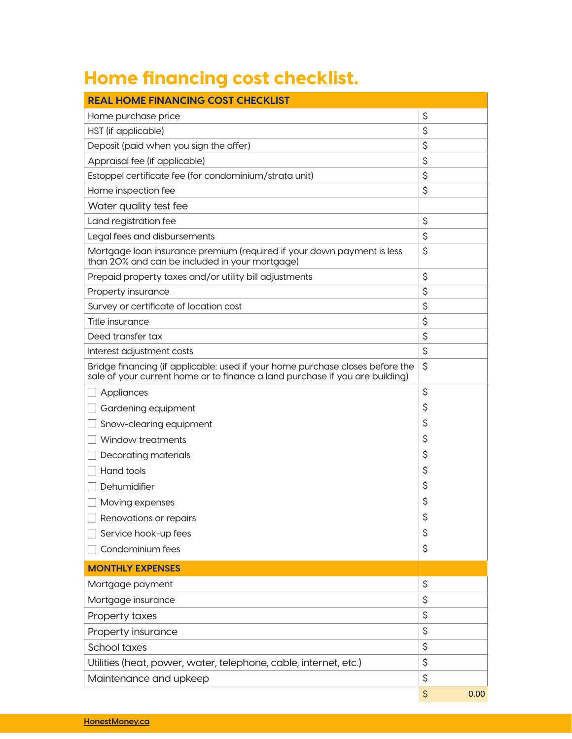# Home financing cost checklist.

| REAL HOME FINANCING COST CHECKLIST | |
|---|---|
| Home purchase price | $ |
| HST (if applicable) | $ |
| Deposit (paid when you sign the offer) | $ |
| Appraisal fee (if applicable) | $ |
| Estoppel certificate fee (for condominium/strata unit) | $ |
| Home inspection fee | $ |
| Water quality test fee | |
| Land registration fee | $ |
| Legal fees and disbursements | $ |
| Mortgage loan insurance premium (required if your down payment is less than 20% and can be included in your mortgage) | $ |
| Prepaid property taxes and/or utility bill adjustments | $ |
| Property insurance | $ |
| Survey or certificate of location cost | $ |
| Title insurance | $ |
| Deed transfer tax | $ |
| Interest adjustment costs | $ |
| Bridge financing (if applicable: used if your home purchase closes before the sale of your current home or to finance a land purchase if you are building) | $ |
| ☐ Appliances | $ |
| ☐ Gardening equipment | $ |
| ☐ Snow-clearing equipment | $ |
| ☐ Window treatments | $ |
| ☐ Decorating materials | $ |
| ☐ Hand tools | $ |
| ☐ Dehumidifier | $ |
| ☐ Moving expenses | $ |
| ☐ Renovations or repairs | $ |
| ☐ Service hook-up fees | $ |
| ☐ Condominium fees | $ |
| **MONTHLY EXPENSES** | |
| Mortgage payment | $ |
| Mortgage insurance | $ |
| Property taxes | $ |
| Property insurance | $ |
| School taxes | $ |
| Utilities (heat, power, water, telephone, cable, internet, etc.) | $ |
| Maintenance and upkeep | $ |
| | $ 0.00 |

HonestMoney.ca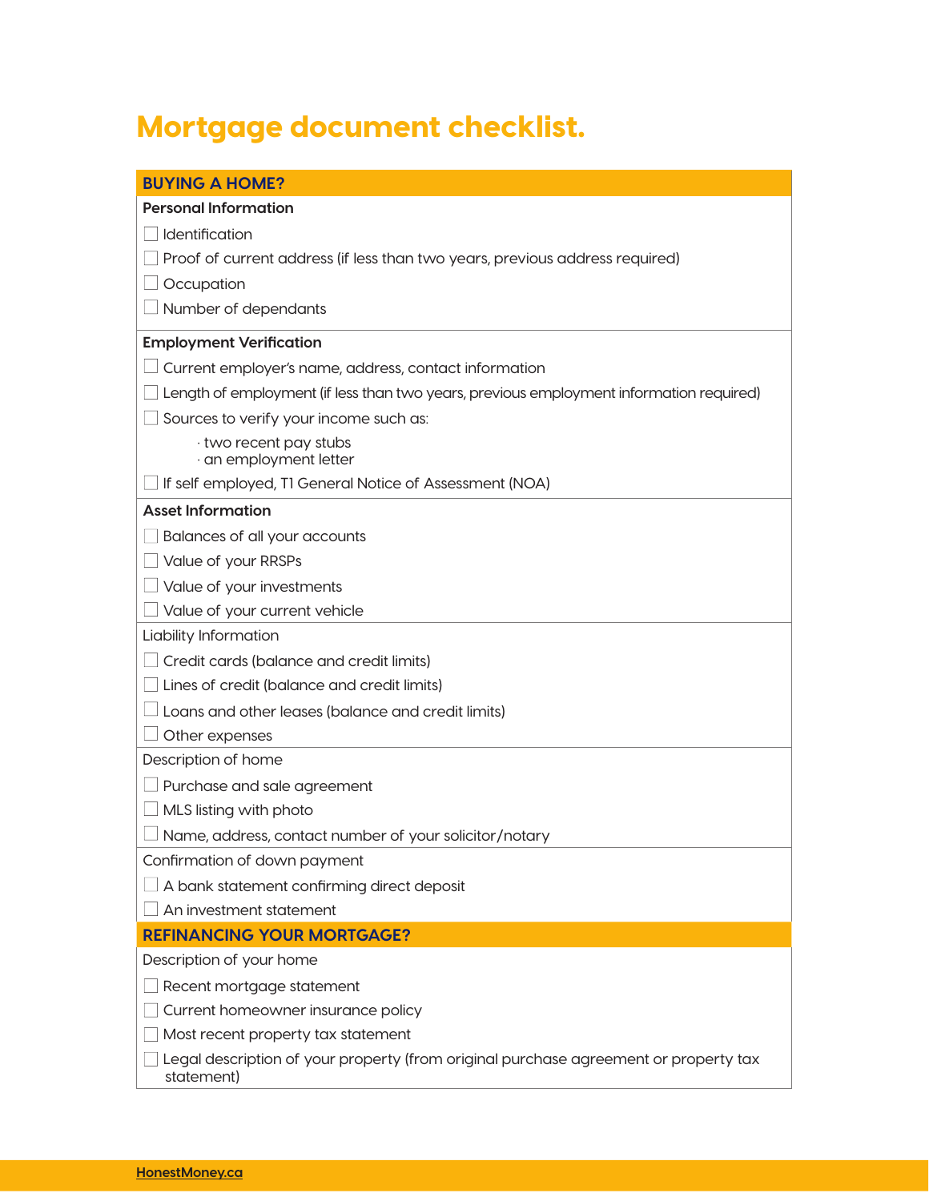# Mortgage document checklist.

## BUYING A HOME?

**Personal Information**

- [ ] Identification
- [ ] Proof of current address (if less than two years, previous address required)
- [ ] Occupation
- [ ] Number of dependants

**Employment Verification**

- [ ] Current employer's name, address, contact information
- [ ] Length of employment (if less than two years, previous employment information required)
- [ ] Sources to verify your income such as:
  - two recent pay stubs
  - an employment letter
- [ ] If self employed, T1 General Notice of Assessment (NOA)

**Asset Information**

- [ ] Balances of all your accounts
- [ ] Value of your RRSPs
- [ ] Value of your investments
- [ ] Value of your current vehicle

Liability Information

- [ ] Credit cards (balance and credit limits)
- [ ] Lines of credit (balance and credit limits)
- [ ] Loans and other leases (balance and credit limits)
- [ ] Other expenses

Description of home

- [ ] Purchase and sale agreement
- [ ] MLS listing with photo
- [ ] Name, address, contact number of your solicitor/notary

Confirmation of down payment

- [ ] A bank statement confirming direct deposit
- [ ] An investment statement

## REFINANCING YOUR MORTGAGE?

Description of your home

- [ ] Recent mortgage statement
- [ ] Current homeowner insurance policy
- [ ] Most recent property tax statement
- [ ] Legal description of your property (from original purchase agreement or property tax statement)

HonestMoney.ca